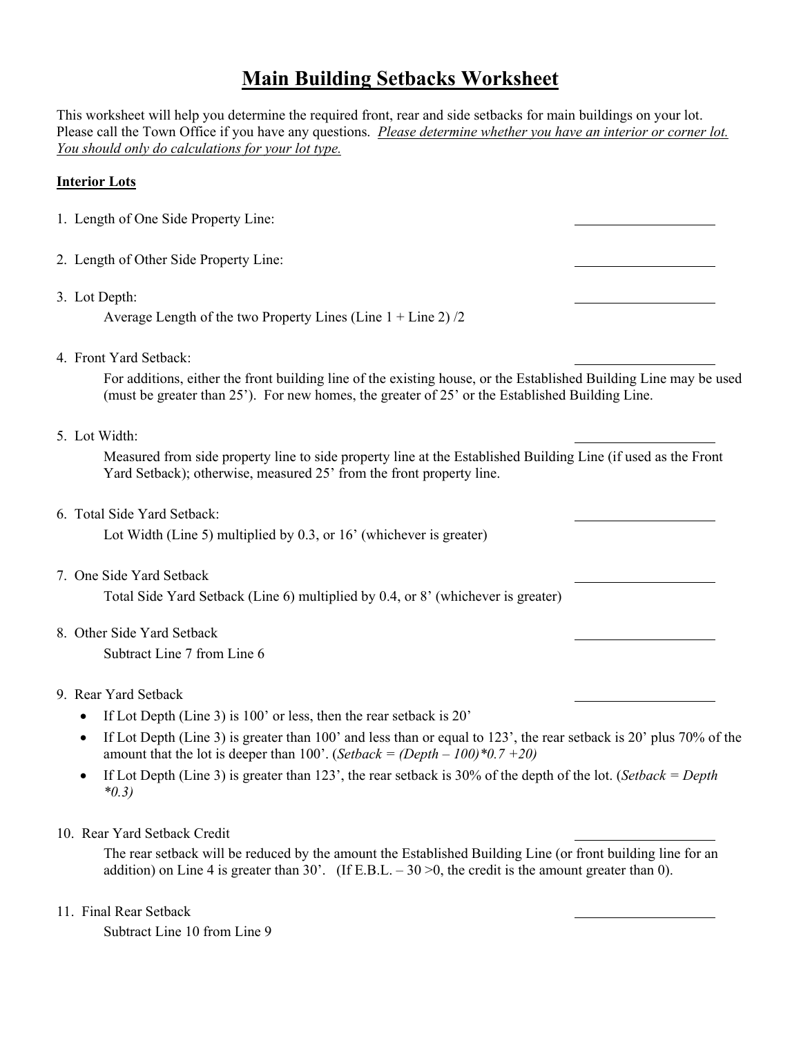# Main Building Setbacks Worksheet

This worksheet will help you determine the required front, rear and side setbacks for main buildings on your lot. Please call the Town Office if you have any questions. *Please determine whether you have an interior or corner lot. You should only do calculations for your lot type.*

**Interior Lots**

1. Length of One Side Property Line: ____________________

2. Length of Other Side Property Line: ____________________

3. Lot Depth: ____________________

   Average Length of the two Property Lines (Line 1 + Line 2) /2

4. Front Yard Setback: ____________________

   For additions, either the front building line of the existing house, or the Established Building Line may be used (must be greater than 25'). For new homes, the greater of 25' or the Established Building Line.

5. Lot Width: ____________________

   Measured from side property line to side property line at the Established Building Line (if used as the Front Yard Setback); otherwise, measured 25' from the front property line.

6. Total Side Yard Setback: ____________________

   Lot Width (Line 5) multiplied by 0.3, or 16' (whichever is greater)

7. One Side Yard Setback ____________________

   Total Side Yard Setback (Line 6) multiplied by 0.4, or 8' (whichever is greater)

8. Other Side Yard Setback ____________________

   Subtract Line 7 from Line 6

9. Rear Yard Setback ____________________

   - If Lot Depth (Line 3) is 100' or less, then the rear setback is 20'
   - If Lot Depth (Line 3) is greater than 100' and less than or equal to 123', the rear setback is 20' plus 70% of the amount that the lot is deeper than 100'. (*Setback = (Depth – 100)*0.7 +20)*
   - If Lot Depth (Line 3) is greater than 123', the rear setback is 30% of the depth of the lot. (*Setback = Depth *0.3)*

10. Rear Yard Setback Credit ____________________

    The rear setback will be reduced by the amount the Established Building Line (or front building line for an addition) on Line 4 is greater than 30'. (If E.B.L. – 30 >0, the credit is the amount greater than 0).

11. Final Rear Setback ____________________

    Subtract Line 10 from Line 9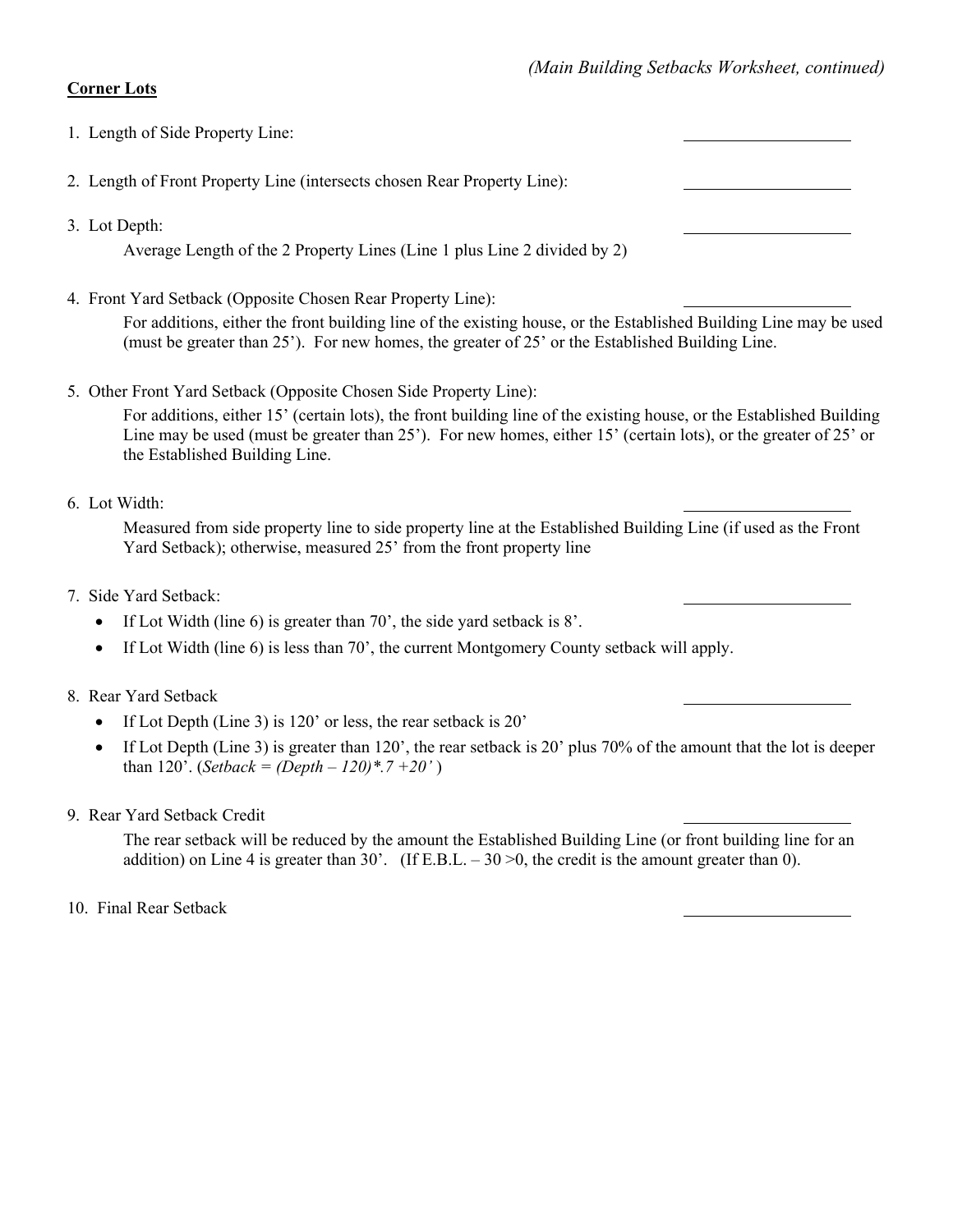*(Main Building Setbacks Worksheet, continued)*

**Corner Lots**

1. Length of Side Property Line: \_\_\_\_\_\_\_\_\_\_\_\_\_\_\_\_\_\_\_\_

2. Length of Front Property Line (intersects chosen Rear Property Line): \_\_\_\_\_\_\_\_\_\_\_\_\_\_\_\_\_\_\_\_

3. Lot Depth: \_\_\_\_\_\_\_\_\_\_\_\_\_\_\_\_\_\_\_\_

   Average Length of the 2 Property Lines (Line 1 plus Line 2 divided by 2)

4. Front Yard Setback (Opposite Chosen Rear Property Line): \_\_\_\_\_\_\_\_\_\_\_\_\_\_\_\_\_\_\_\_

   For additions, either the front building line of the existing house, or the Established Building Line may be used (must be greater than 25'). For new homes, the greater of 25' or the Established Building Line.

5. Other Front Yard Setback (Opposite Chosen Side Property Line):

   For additions, either 15' (certain lots), the front building line of the existing house, or the Established Building Line may be used (must be greater than 25'). For new homes, either 15' (certain lots), or the greater of 25' or the Established Building Line.

6. Lot Width: \_\_\_\_\_\_\_\_\_\_\_\_\_\_\_\_\_\_\_\_

   Measured from side property line to side property line at the Established Building Line (if used as the Front Yard Setback); otherwise, measured 25' from the front property line

7. Side Yard Setback: \_\_\_\_\_\_\_\_\_\_\_\_\_\_\_\_\_\_\_\_
   - If Lot Width (line 6) is greater than 70', the side yard setback is 8'.
   - If Lot Width (line 6) is less than 70', the current Montgomery County setback will apply.

8. Rear Yard Setback \_\_\_\_\_\_\_\_\_\_\_\_\_\_\_\_\_\_\_\_
   - If Lot Depth (Line 3) is 120' or less, the rear setback is 20'
   - If Lot Depth (Line 3) is greater than 120', the rear setback is 20' plus 70% of the amount that the lot is deeper than 120'. (*Setback = (Depth – 120)*.7 +20'* )

9. Rear Yard Setback Credit \_\_\_\_\_\_\_\_\_\_\_\_\_\_\_\_\_\_\_\_

   The rear setback will be reduced by the amount the Established Building Line (or front building line for an addition) on Line 4 is greater than 30'. (If E.B.L. – 30 >0, the credit is the amount greater than 0).

10. Final Rear Setback \_\_\_\_\_\_\_\_\_\_\_\_\_\_\_\_\_\_\_\_